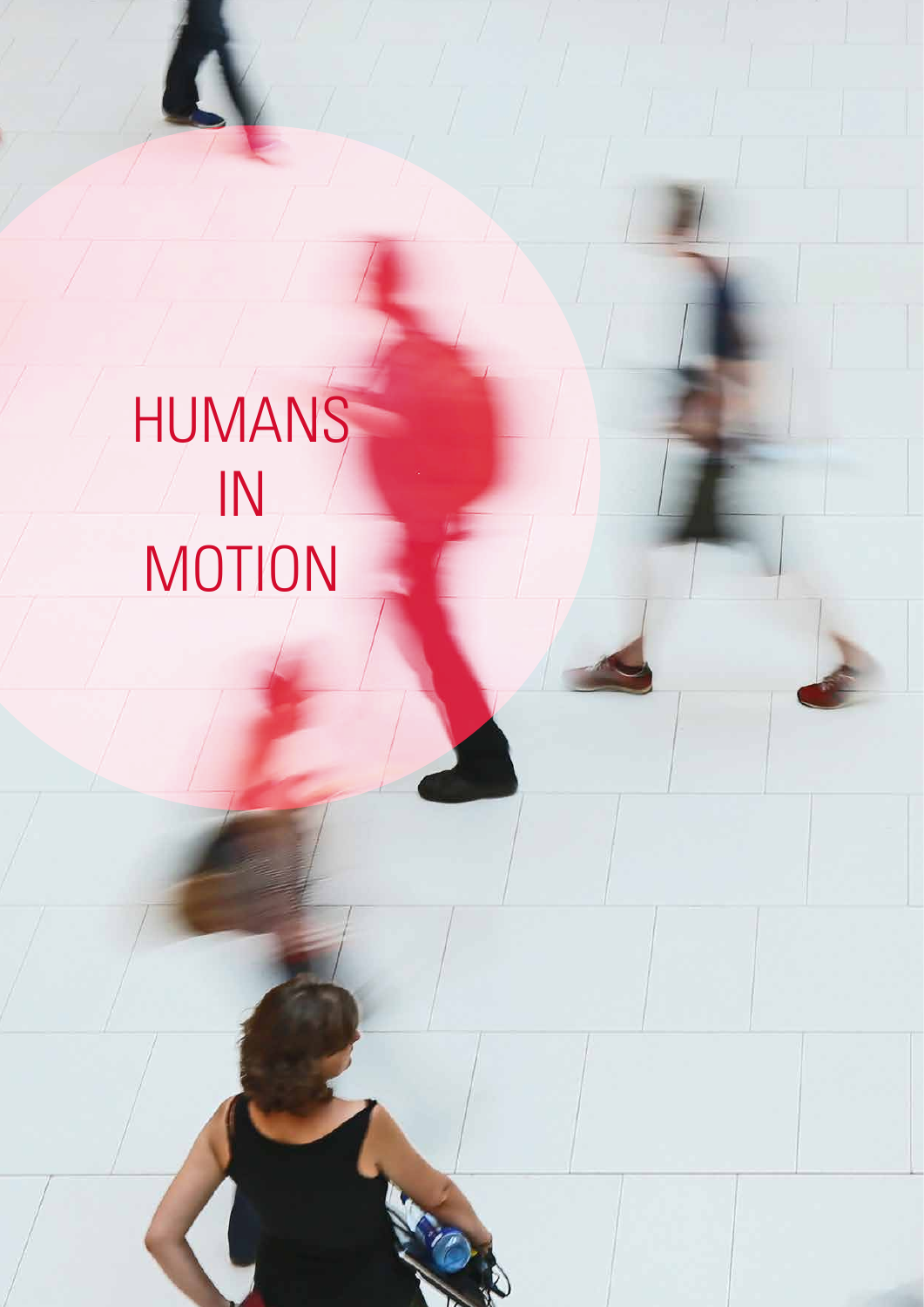# HUMANS IN MOTION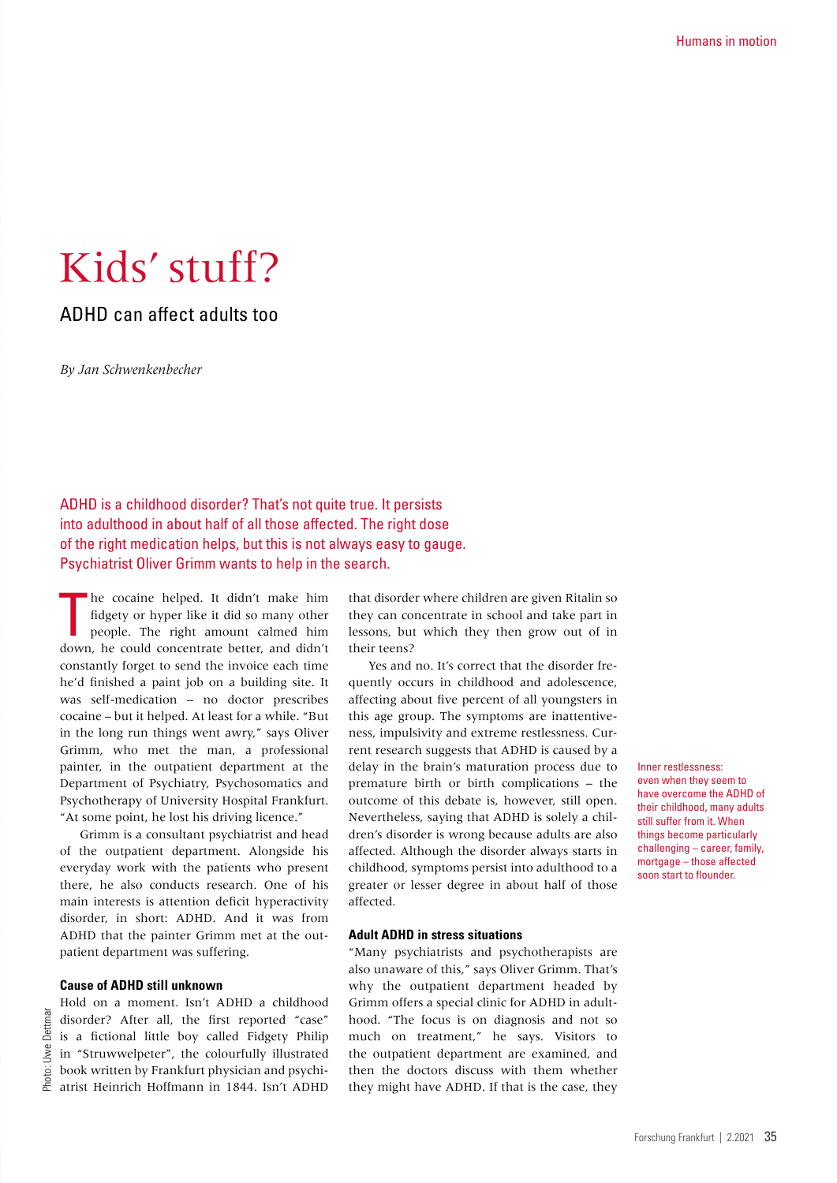# Kids' stuff?

## ADHD can affect adults too

*By Jan Schwenkenbecher*

ADHD is a childhood disorder? That's not quite true. It persists into adulthood in about half of all those affected. The right dose of the right medication helps, but this is not always easy to gauge. Psychiatrist Oliver Grimm wants to help in the search.

The cocaine helped. It didn't make him fidgety or hyper like it did so many other people. The right amount calmed him down, he could concentrate better, and didn't constantly forget to send the invoice each time he'd finished a paint job on a building site. It was self-medication – no doctor prescribes cocaine – but it helped. At least for a while. "But in the long run things went awry," says Oliver Grimm, who met the man, a professional painter, in the outpatient department at the Department of Psychiatry, Psychosomatics and Psychotherapy of University Hospital Frankfurt. "At some point, he lost his driving licence."

Grimm is a consultant psychiatrist and head of the outpatient department. Alongside his everyday work with the patients who present there, he also conducts research. One of his main interests is attention deficit hyperactivity disorder, in short: ADHD. And it was from ADHD that the painter Grimm met at the outpatient department was suffering.

### Cause of ADHD still unknown

Hold on a moment. Isn't ADHD a childhood disorder? After all, the first reported "case" is a fictional little boy called Fidgety Philip in "Struwwelpeter", the colourfully illustrated book written by Frankfurt physician and psychiatrist Heinrich Hoffmann in 1844. Isn't ADHD that disorder where children are given Ritalin so they can concentrate in school and take part in lessons, but which they then grow out of in their teens?

Yes and no. It's correct that the disorder frequently occurs in childhood and adolescence, affecting about five percent of all youngsters in this age group. The symptoms are inattentiveness, impulsivity and extreme restlessness. Current research suggests that ADHD is caused by a delay in the brain's maturation process due to premature birth or birth complications – the outcome of this debate is, however, still open. Nevertheless, saying that ADHD is solely a children's disorder is wrong because adults are also affected. Although the disorder always starts in childhood, symptoms persist into adulthood to a greater or lesser degree in about half of those affected.

### Adult ADHD in stress situations

"Many psychiatrists and psychotherapists are also unaware of this," says Oliver Grimm. That's why the outpatient department headed by Grimm offers a special clinic for ADHD in adulthood. "The focus is on diagnosis and not so much on treatment," he says. Visitors to the outpatient department are examined, and then the doctors discuss with them whether they might have ADHD. If that is the case, they

Inner restlessness: even when they seem to have overcome the ADHD of their childhood, many adults still suffer from it. When things become particularly challenging – career, family, mortgage – those affected soon start to flounder.

Photo: Uwe Dettmar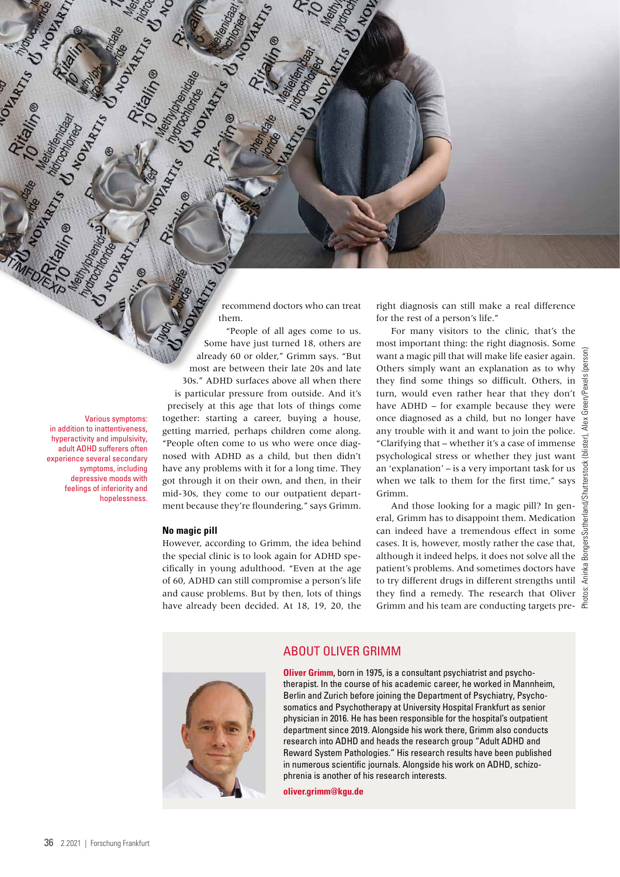recommend doctors who can treat them.

"People of all ages come to us. Some have just turned 18, others are already 60 or older," Grimm says. "But most are between their late 20s and late 30s." ADHD surfaces above all when there is particular pressure from outside. And it's precisely at this age that lots of things come together: starting a career, buying a house, getting married, perhaps children come along. "People often come to us who were once diagnosed with ADHD as a child, but then didn't have any problems with it for a long time. They got through it on their own, and then, in their mid-30s, they come to our outpatient department because they're floundering," says Grimm.

Various symptoms: in addition to inattentiveness, hyperactivity and impulsivity, adult ADHD sufferers often experience several secondary symptoms, including depressive moods with feelings of inferiority and hopelessness.

### No magic pill

However, according to Grimm, the idea behind the special clinic is to look again for ADHD specifically in young adulthood. "Even at the age of 60, ADHD can still compromise a person's life and cause problems. But by then, lots of things have already been decided. At 18, 19, 20, the right diagnosis can still make a real difference for the rest of a person's life."

For many visitors to the clinic, that's the most important thing: the right diagnosis. Some want a magic pill that will make life easier again. Others simply want an explanation as to why they find some things so difficult. Others, in turn, would even rather hear that they don't have ADHD – for example because they were once diagnosed as a child, but no longer have any trouble with it and want to join the police. "Clarifying that – whether it's a case of immense psychological stress or whether they just want an 'explanation' – is a very important task for us when we talk to them for the first time," says Grimm.

And those looking for a magic pill? In general, Grimm has to disappoint them. Medication can indeed have a tremendous effect in some cases. It is, however, mostly rather the case that, although it indeed helps, it does not solve all the patient's problems. And sometimes doctors have to try different drugs in different strengths until they find a remedy. The research that Oliver Grimm and his team are conducting targets pre-

Photos: Aninka BongersSutherland/Shutterstock (blister), Alex Green/Pexels (person)

## ABOUT OLIVER GRIMM

**Oliver Grimm**, born in 1975, is a consultant psychiatrist and psychotherapist. In the course of his academic career, he worked in Mannheim, Berlin and Zurich before joining the Department of Psychiatry, Psychosomatics and Psychotherapy at University Hospital Frankfurt as senior physician in 2016. He has been responsible for the hospital's outpatient department since 2019. Alongside his work there, Grimm also conducts research into ADHD and heads the research group "Adult ADHD and Reward System Pathologies." His research results have been published in numerous scientific journals. Alongside his work on ADHD, schizophrenia is another of his research interests.

**oliver.grimm@kgu.de**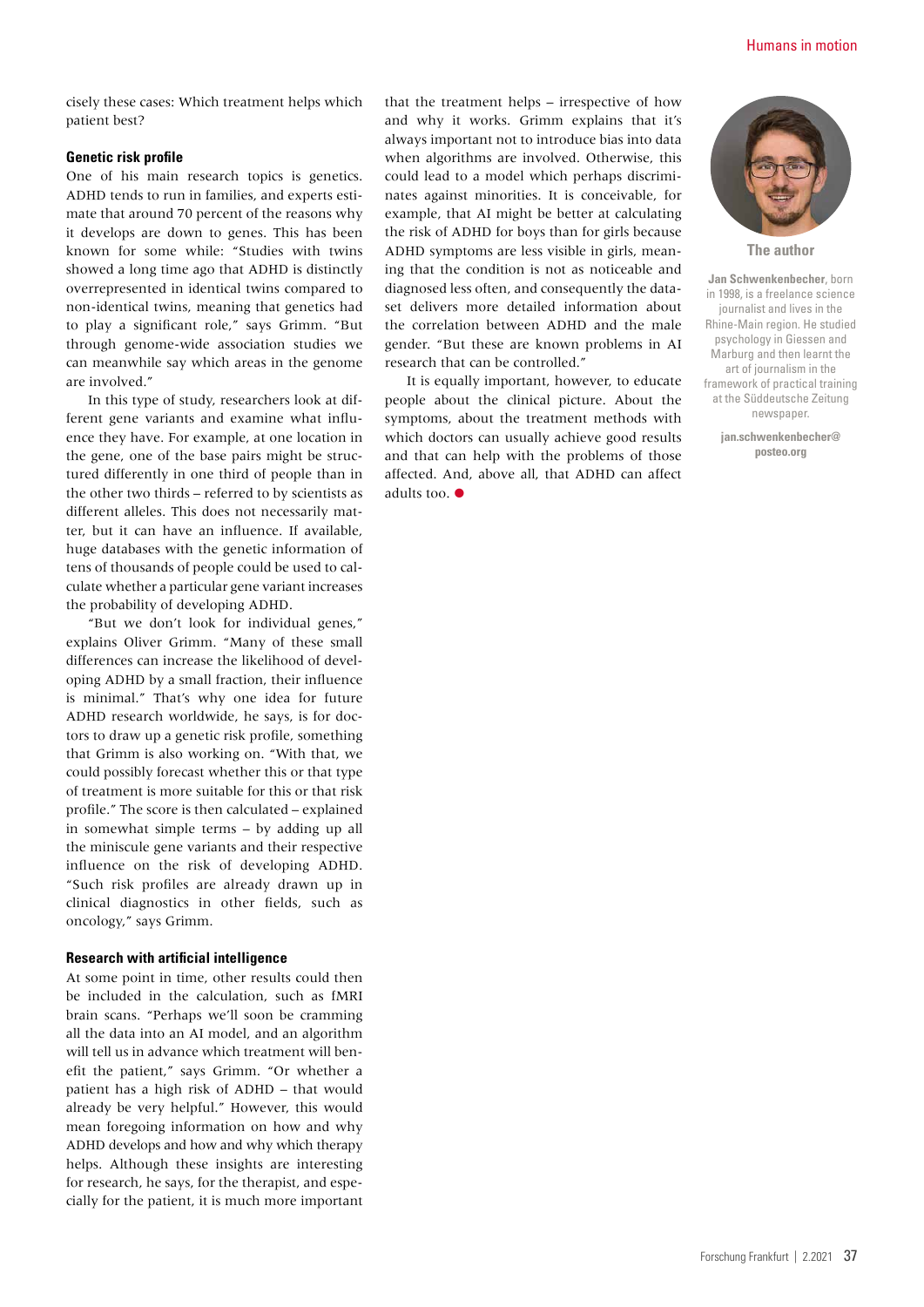cisely these cases: Which treatment helps which patient best?

### Genetic risk profile

One of his main research topics is genetics. ADHD tends to run in families, and experts estimate that around 70 percent of the reasons why it develops are down to genes. This has been known for some while: "Studies with twins showed a long time ago that ADHD is distinctly overrepresented in identical twins compared to non-identical twins, meaning that genetics had to play a significant role," says Grimm. "But through genome-wide association studies we can meanwhile say which areas in the genome are involved."

In this type of study, researchers look at different gene variants and examine what influence they have. For example, at one location in the gene, one of the base pairs might be structured differently in one third of people than in the other two thirds – referred to by scientists as different alleles. This does not necessarily matter, but it can have an influence. If available, huge databases with the genetic information of tens of thousands of people could be used to calculate whether a particular gene variant increases the probability of developing ADHD.

"But we don't look for individual genes," explains Oliver Grimm. "Many of these small differences can increase the likelihood of developing ADHD by a small fraction, their influence is minimal." That's why one idea for future ADHD research worldwide, he says, is for doctors to draw up a genetic risk profile, something that Grimm is also working on. "With that, we could possibly forecast whether this or that type of treatment is more suitable for this or that risk profile." The score is then calculated – explained in somewhat simple terms – by adding up all the miniscule gene variants and their respective influence on the risk of developing ADHD. "Such risk profiles are already drawn up in clinical diagnostics in other fields, such as oncology," says Grimm.

### Research with artificial intelligence

At some point in time, other results could then be included in the calculation, such as fMRI brain scans. "Perhaps we'll soon be cramming all the data into an AI model, and an algorithm will tell us in advance which treatment will benefit the patient," says Grimm. "Or whether a patient has a high risk of ADHD – that would already be very helpful." However, this would mean foregoing information on how and why ADHD develops and how and why which therapy helps. Although these insights are interesting for research, he says, for the therapist, and especially for the patient, it is much more important that the treatment helps – irrespective of how and why it works. Grimm explains that it's always important not to introduce bias into data when algorithms are involved. Otherwise, this could lead to a model which perhaps discriminates against minorities. It is conceivable, for example, that AI might be better at calculating the risk of ADHD for boys than for girls because ADHD symptoms are less visible in girls, meaning that the condition is not as noticeable and diagnosed less often, and consequently the dataset delivers more detailed information about the correlation between ADHD and the male gender. "But these are known problems in AI research that can be controlled."

It is equally important, however, to educate people about the clinical picture. About the symptoms, about the treatment methods with which doctors can usually achieve good results and that can help with the problems of those affected. And, above all, that ADHD can affect adults too. ●

**The author**

**Jan Schwenkenbecher**, born in 1998, is a freelance science journalist and lives in the Rhine-Main region. He studied psychology in Giessen and Marburg and then learnt the art of journalism in the framework of practical training at the Süddeutsche Zeitung newspaper.

**jan.schwenkenbecher@posteo.org**